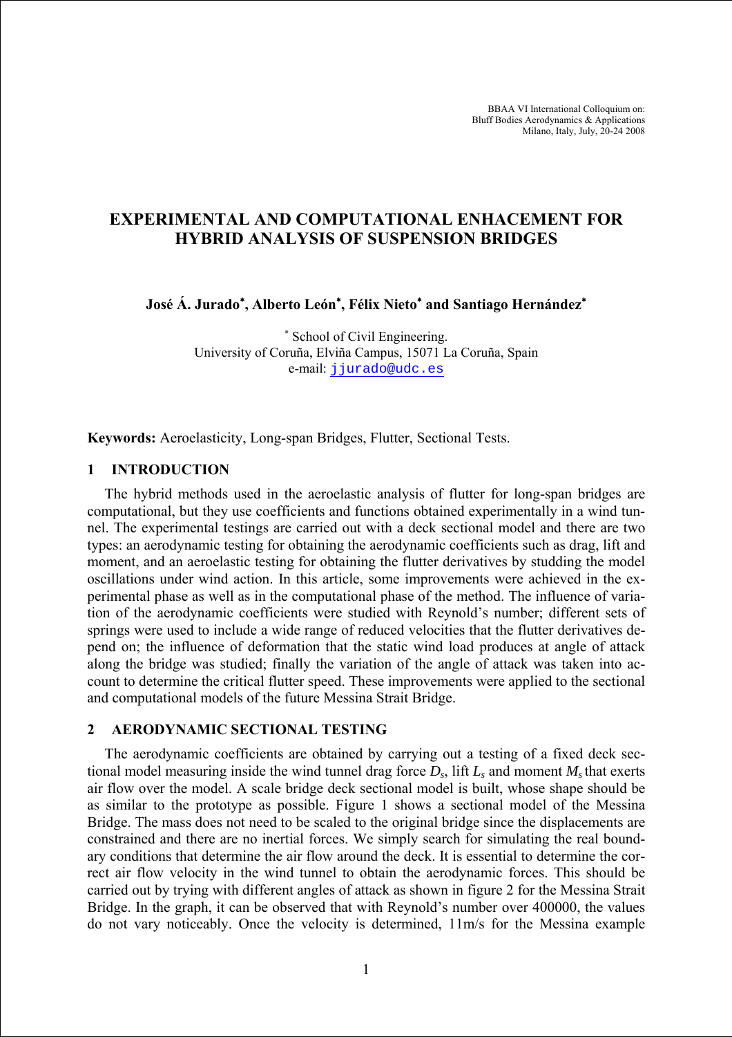BBAA VI International Colloquium on:
Bluff Bodies Aerodynamics & Applications
Milano, Italy, July, 20-24 2008

# EXPERIMENTAL AND COMPUTATIONAL ENHACEMENT FOR HYBRID ANALYSIS OF SUSPENSION BRIDGES

**José Á. Jurado**[*]**, Alberto León**[*]**, Félix Nieto**[*] **and Santiago Hernández**[*]

[*] School of Civil Engineering.
University of Coruña, Elviña Campus, 15071 La Coruña, Spain
e-mail: jjurado@udc.es

**Keywords:** Aeroelasticity, Long-span Bridges, Flutter, Sectional Tests.

## 1 INTRODUCTION

The hybrid methods used in the aeroelastic analysis of flutter for long-span bridges are computational, but they use coefficients and functions obtained experimentally in a wind tunnel. The experimental testings are carried out with a deck sectional model and there are two types: an aerodynamic testing for obtaining the aerodynamic coefficients such as drag, lift and moment, and an aeroelastic testing for obtaining the flutter derivatives by studding the model oscillations under wind action. In this article, some improvements were achieved in the experimental phase as well as in the computational phase of the method. The influence of variation of the aerodynamic coefficients were studied with Reynold's number; different sets of springs were used to include a wide range of reduced velocities that the flutter derivatives depend on; the influence of deformation that the static wind load produces at angle of attack along the bridge was studied; finally the variation of the angle of attack was taken into account to determine the critical flutter speed. These improvements were applied to the sectional and computational models of the future Messina Strait Bridge.

## 2 AERODYNAMIC SECTIONAL TESTING

The aerodynamic coefficients are obtained by carrying out a testing of a fixed deck sectional model measuring inside the wind tunnel drag force $D_s$, lift $L_s$ and moment $M_s$ that exerts air flow over the model. A scale bridge deck sectional model is built, whose shape should be as similar to the prototype as possible. Figure 1 shows a sectional model of the Messina Bridge. The mass does not need to be scaled to the original bridge since the displacements are constrained and there are no inertial forces. We simply search for simulating the real boundary conditions that determine the air flow around the deck. It is essential to determine the correct air flow velocity in the wind tunnel to obtain the aerodynamic forces. This should be carried out by trying with different angles of attack as shown in figure 2 for the Messina Strait Bridge. In the graph, it can be observed that with Reynold's number over 400000, the values do not vary noticeably. Once the velocity is determined, 11m/s for the Messina example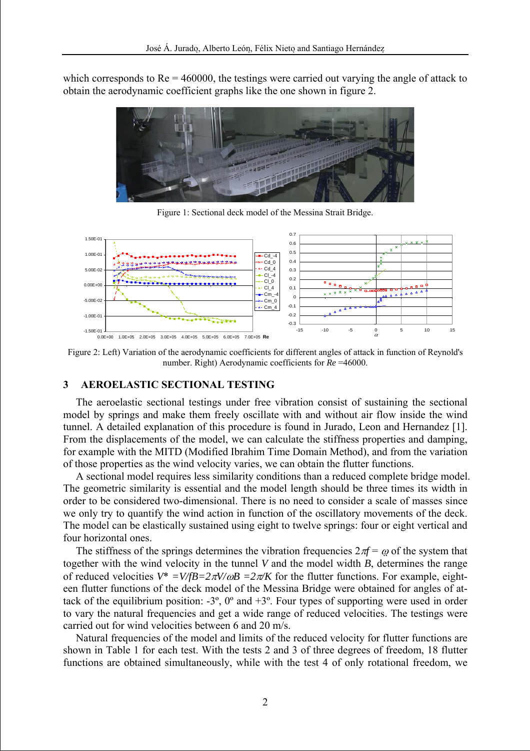which corresponds to Re = 460000, the testings were carried out varying the angle of attack to obtain the aerodynamic coefficient graphs like the one shown in figure 2.

Figure 1: Sectional deck model of the Messina Strait Bridge.

Figure 2: Left) Variation of the aerodynamic coefficients for different angles of attack in function of Reynold's number. Right) Aerodynamic coefficients for *Re* =46000.

## 3 AEROELASTIC SECTIONAL TESTING

The aeroelastic sectional testings under free vibration consist of sustaining the sectional model by springs and make them freely oscillate with and without air flow inside the wind tunnel. A detailed explanation of this procedure is found in Jurado, Leon and Hernandez [1]. From the displacements of the model, we can calculate the stiffness properties and damping, for example with the MITD (Modified Ibrahim Time Domain Method), and from the variation of those properties as the wind velocity varies, we can obtain the flutter functions.

A sectional model requires less similarity conditions than a reduced complete bridge model. The geometric similarity is essential and the model length should be three times its width in order to be considered two-dimensional. There is no need to consider a scale of masses since we only try to quantify the wind action in function of the oscillatory movements of the deck. The model can be elastically sustained using eight to twelve springs: four or eight vertical and four horizontal ones.

The stiffness of the springs determines the vibration frequencies $2\pi f = \omega$ of the system that together with the wind velocity in the tunnel $V$ and the model width $B$, determines the range of reduced velocities $V^* = V/fB = 2\pi V/\omega B = 2\pi/K$ for the flutter functions. For example, eighteen flutter functions of the deck model of the Messina Bridge were obtained for angles of attack of the equilibrium position: -3º, 0º and +3º. Four types of supporting were used in order to vary the natural frequencies and get a wide range of reduced velocities. The testings were carried out for wind velocities between 6 and 20 m/s.

Natural frequencies of the model and limits of the reduced velocity for flutter functions are shown in Table 1 for each test. With the tests 2 and 3 of three degrees of freedom, 18 flutter functions are obtained simultaneously, while with the test 4 of only rotational freedom, we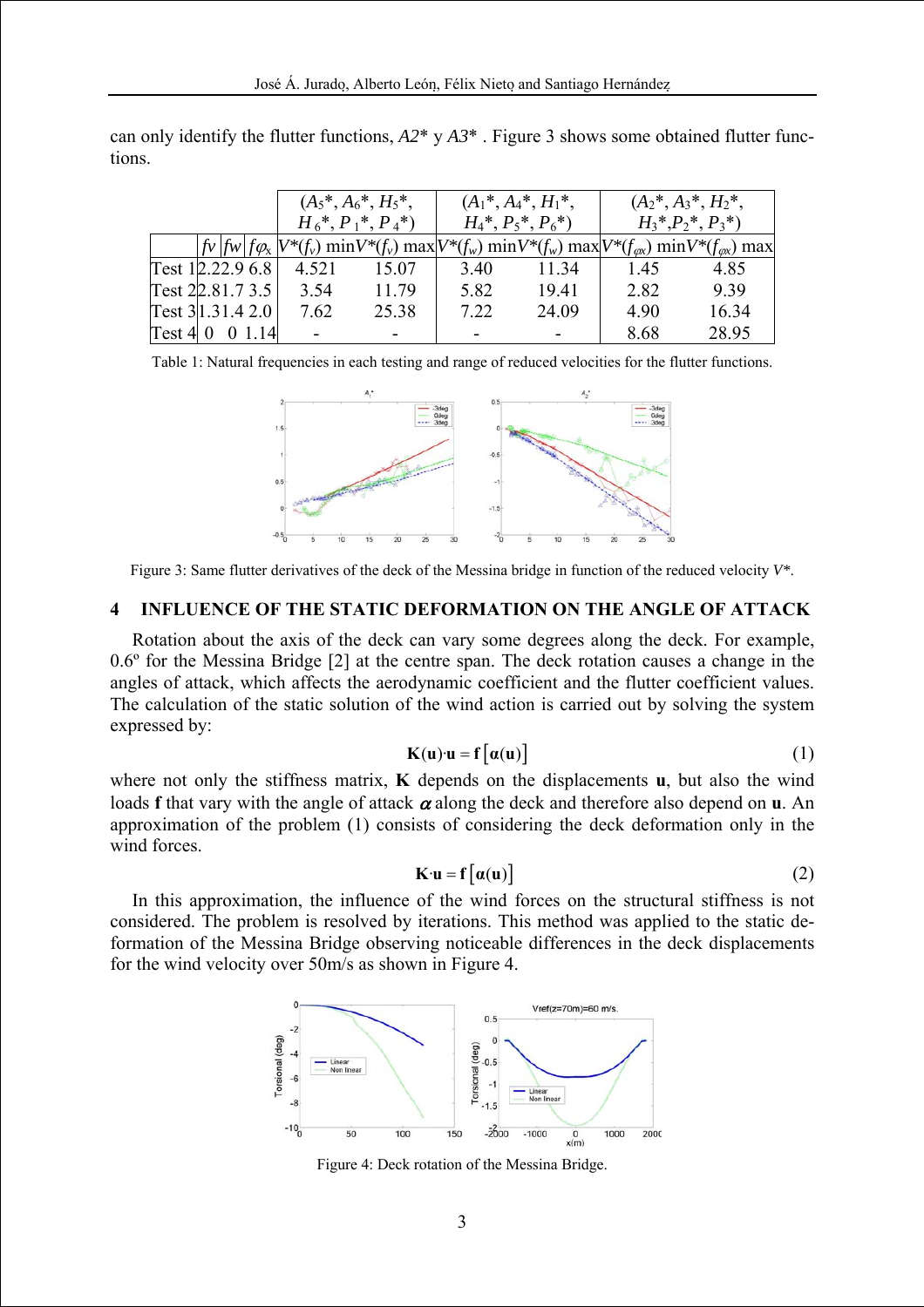can only identify the flutter functions, $A2^*$ y $A3^*$ . Figure 3 shows some obtained flutter functions.

| | | | | ($A_5^*$, $A_6^*$, $H_5^*$, $H_6^*$, $P_1^*$, $P_4^*$) | | ($A_1^*$, $A_4^*$, $H_1^*$, $H_4^*$, $P_5^*$, $P_6^*$) | | ($A_2^*$, $A_3^*$, $H_2^*$, $H_3^*$, $P_2^*$, $P_3^*$) | |
|---|---|---|---|---|---|---|---|---|---|
| | $fv$ | $fw$ | $f\varphi_x$ | $V^*(f_v)$ min | $V^*(f_v)$ max | $V^*(f_w)$ min | $V^*(f_w)$ max | $V^*(f_{\varphi x})$ min | $V^*(f_{\varphi x})$ max |
| Test 1 | 2.2 | 2.9 | 6.8 | 4.521 | 15.07 | 3.40 | 11.34 | 1.45 | 4.85 |
| Test 2 | 2.8 | 1.7 | 3.5 | 3.54 | 11.79 | 5.82 | 19.41 | 2.82 | 9.39 |
| Test 3 | 1.3 | 1.4 | 2.0 | 7.62 | 25.38 | 7.22 | 24.09 | 4.90 | 16.34 |
| Test 4 | 0 | 0 | 1.14 | - | - | - | - | 8.68 | 28.95 |

Table 1: Natural frequencies in each testing and range of reduced velocities for the flutter functions.

Figure 3: Same flutter derivatives of the deck of the Messina bridge in function of the reduced velocity $V^*$.

## 4 INFLUENCE OF THE STATIC DEFORMATION ON THE ANGLE OF ATTACK

Rotation about the axis of the deck can vary some degrees along the deck. For example, 0.6º for the Messina Bridge [2] at the centre span. The deck rotation causes a change in the angles of attack, which affects the aerodynamic coefficient and the flutter coefficient values. The calculation of the static solution of the wind action is carried out by solving the system expressed by:

$$\mathbf{K}(\mathbf{u})\cdot\mathbf{u} = \mathbf{f}\left[\boldsymbol{\alpha}(\mathbf{u})\right] \tag{1}$$

where not only the stiffness matrix, $\mathbf{K}$ depends on the displacements $\mathbf{u}$, but also the wind loads $\mathbf{f}$ that vary with the angle of attack $\boldsymbol{\alpha}$ along the deck and therefore also depend on $\mathbf{u}$. An approximation of the problem (1) consists of considering the deck deformation only in the wind forces.

$$\mathbf{K}\cdot\mathbf{u} = \mathbf{f}\left[\boldsymbol{\alpha}(\mathbf{u})\right] \tag{2}$$

In this approximation, the influence of the wind forces on the structural stiffness is not considered. The problem is resolved by iterations. This method was applied to the static deformation of the Messina Bridge observing noticeable differences in the deck displacements for the wind velocity over 50m/s as shown in Figure 4.

Figure 4: Deck rotation of the Messina Bridge.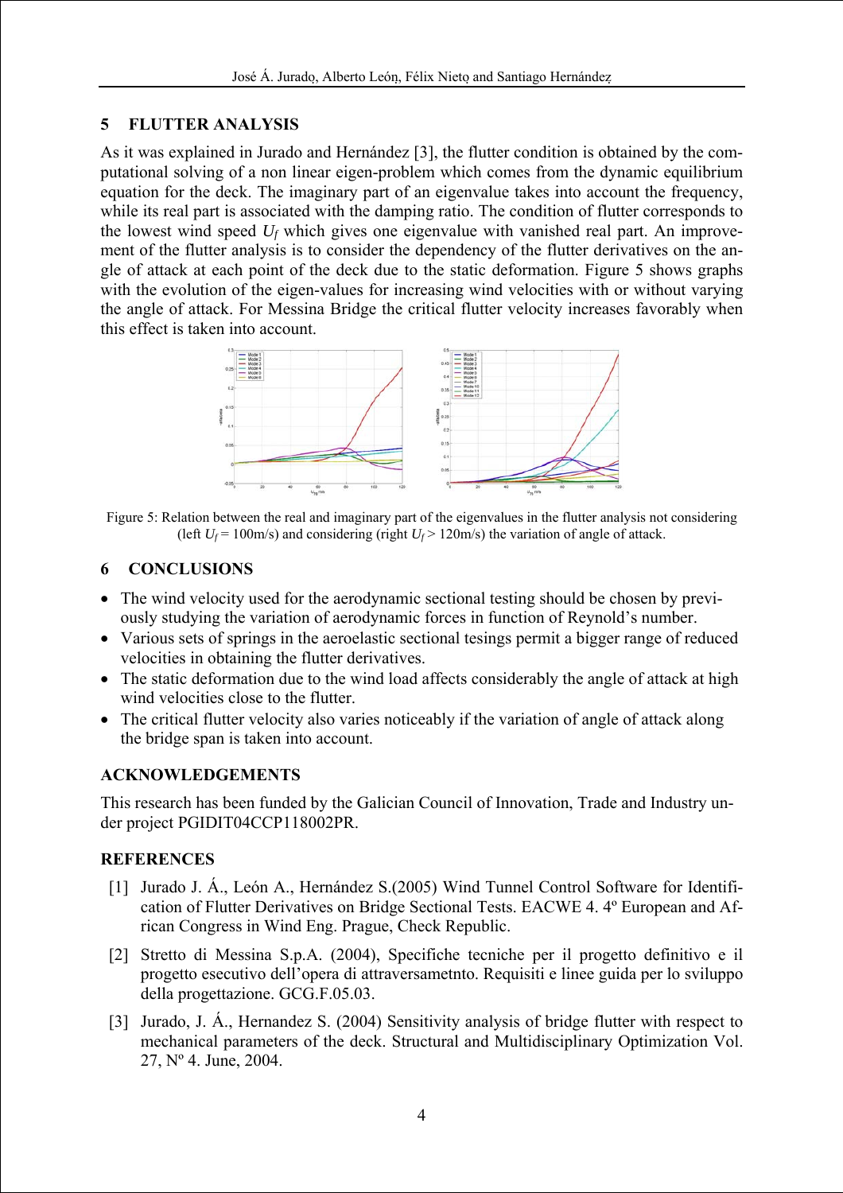## 5 FLUTTER ANALYSIS

As it was explained in Jurado and Hernández [3], the flutter condition is obtained by the computational solving of a non linear eigen-problem which comes from the dynamic equilibrium equation for the deck. The imaginary part of an eigenvalue takes into account the frequency, while its real part is associated with the damping ratio. The condition of flutter corresponds to the lowest wind speed $U_f$ which gives one eigenvalue with vanished real part. An improvement of the flutter analysis is to consider the dependency of the flutter derivatives on the angle of attack at each point of the deck due to the static deformation. Figure 5 shows graphs with the evolution of the eigen-values for increasing wind velocities with or without varying the angle of attack. For Messina Bridge the critical flutter velocity increases favorably when this effect is taken into account.

Figure 5: Relation between the real and imaginary part of the eigenvalues in the flutter analysis not considering (left $U_f$ = 100m/s) and considering (right $U_f$ > 120m/s) the variation of angle of attack.

## 6 CONCLUSIONS

- The wind velocity used for the aerodynamic sectional testing should be chosen by previously studying the variation of aerodynamic forces in function of Reynold's number.
- Various sets of springs in the aeroelastic sectional tesings permit a bigger range of reduced velocities in obtaining the flutter derivatives.
- The static deformation due to the wind load affects considerably the angle of attack at high wind velocities close to the flutter.
- The critical flutter velocity also varies noticeably if the variation of angle of attack along the bridge span is taken into account.

## ACKNOWLEDGEMENTS

This research has been funded by the Galician Council of Innovation, Trade and Industry under project PGIDIT04CCP118002PR.

## REFERENCES

[1] Jurado J. Á., León A., Hernández S.(2005) Wind Tunnel Control Software for Identification of Flutter Derivatives on Bridge Sectional Tests. EACWE 4. 4º European and African Congress in Wind Eng. Prague, Check Republic.

[2] Stretto di Messina S.p.A. (2004), Specifiche tecniche per il progetto definitivo e il progetto esecutivo dell'opera di attraversametnto. Requisiti e linee guida per lo sviluppo della progettazione. GCG.F.05.03.

[3] Jurado, J. Á., Hernandez S. (2004) Sensitivity analysis of bridge flutter with respect to mechanical parameters of the deck. Structural and Multidisciplinary Optimization Vol. 27, Nº 4. June, 2004.